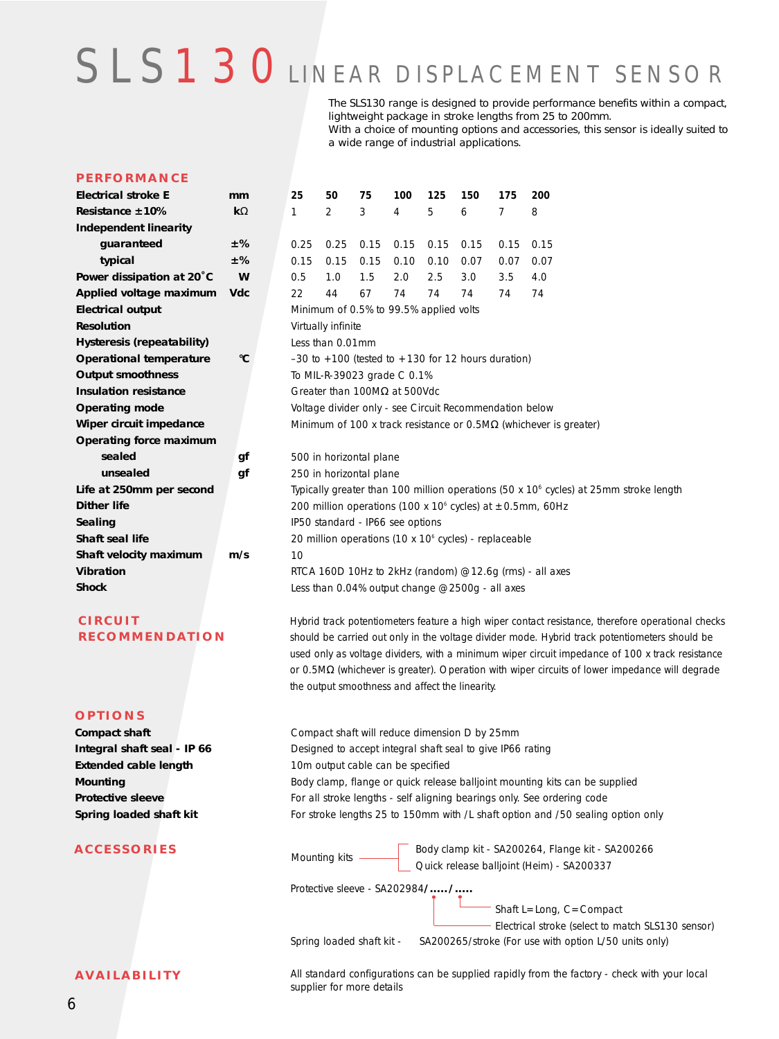# SLS130 LINEAR DISPLACEMENT SENSOR

The SLS130 range is designed to provide performance benefits within a compact, lightweight package in stroke lengths from 25 to 200mm.
With a choice of mounting options and accessories, this sensor is ideally suited to a wide range of industrial applications.

## PERFORMANCE

| | | | | | | | | | |
|---|---|---|---|---|---|---|---|---|---|
| **Electrical stroke E** | **mm** | **25** | **50** | **75** | **100** | **125** | **150** | **175** | **200** |
| **Resistance ±10%** | **kΩ** | 1 | 2 | 3 | 4 | 5 | 6 | 7 | 8 |
| **Independent linearity** | | | | | | | | | |
| **guaranteed** | **±%** | 0.25 | 0.25 | 0.15 | 0.15 | 0.15 | 0.15 | 0.15 | 0.15 |
| **typical** | **±%** | 0.15 | 0.15 | 0.15 | 0.10 | 0.10 | 0.07 | 0.07 | 0.07 |
| **Power dissipation at 20°C** | **W** | 0.5 | 1.0 | 1.5 | 2.0 | 2.5 | 3.0 | 3.5 | 4.0 |
| **Applied voltage maximum** | **Vdc** | 22 | 44 | 67 | 74 | 74 | 74 | 74 | 74 |

| | | |
|---|---|---|
| **Electrical output** | | Minimum of 0.5% to 99.5% applied volts |
| **Resolution** | | Virtually infinite |
| **Hysteresis (repeatability)** | | Less than 0.01mm |
| **Operational temperature** | **°C** | –30 to +100 (tested to +130 for 12 hours duration) |
| **Output smoothness** | | To MIL-R-39023 grade C 0.1% |
| **Insulation resistance** | | Greater than 100MΩ at 500Vdc |
| **Operating mode** | | Voltage divider only - see Circuit Recommendation below |
| **Wiper circuit impedance** | | Minimum of 100 x track resistance or 0.5MΩ (whichever is greater) |
| **Operating force maximum** | | |
| **sealed** | **gf** | 500 in horizontal plane |
| **unsealed** | **gf** | 250 in horizontal plane |
| **Life at 250mm per second** | | Typically greater than 100 million operations (50 x $10^6$ cycles) at 25mm stroke length |
| **Dither life** | | 200 million operations (100 x $10^6$ cycles) at ±0.5mm, 60Hz |
| **Sealing** | | IP50 standard - IP66 see options |
| **Shaft seal life** | | 20 million operations (10 x $10^6$ cycles) - replaceable |
| **Shaft velocity maximum** | **m/s** | 10 |
| **Vibration** | | RTCA 160D 10Hz to 2kHz (random) @12.6g (rms) - all axes |
| **Shock** | | Less than 0.04% output change @2500g - all axes |

## CIRCUIT RECOMMENDATION

Hybrid track potentiometers feature a high wiper contact resistance, therefore operational checks should be carried out only in the voltage divider mode. Hybrid track potentiometers should be used only as voltage dividers, with a minimum wiper circuit impedance of 100 x track resistance or 0.5MΩ (whichever is greater). Operation with wiper circuits of lower impedance will degrade the output smoothness and affect the linearity.

## OPTIONS

| | |
|---|---|
| **Compact shaft** | Compact shaft will reduce dimension D by 25mm |
| **Integral shaft seal - IP 66** | Designed to accept integral shaft seal to give IP66 rating |
| **Extended cable length** | 10m output cable can be specified |
| **Mounting** | Body clamp, flange or quick release balljoint mounting kits can be supplied |
| **Protective sleeve** | For all stroke lengths - self aligning bearings only. See ordering code |
| **Spring loaded shaft kit** | For stroke lengths 25 to 150mm with /L shaft option and /50 sealing option only |

## ACCESSORIES

Mounting kits
- Body clamp kit - SA200264, Flange kit - SA200266
- Quick release balljoint (Heim) - SA200337

Protective sleeve - SA202984/...../.....
- Electrical stroke (select to match SLS130 sensor)
- Shaft L=Long, C=Compact

Spring loaded shaft kit - SA200265/stroke (For use with option L/50 units only)

## AVAILABILITY

All standard configurations can be supplied rapidly from the factory - check with your local supplier for more details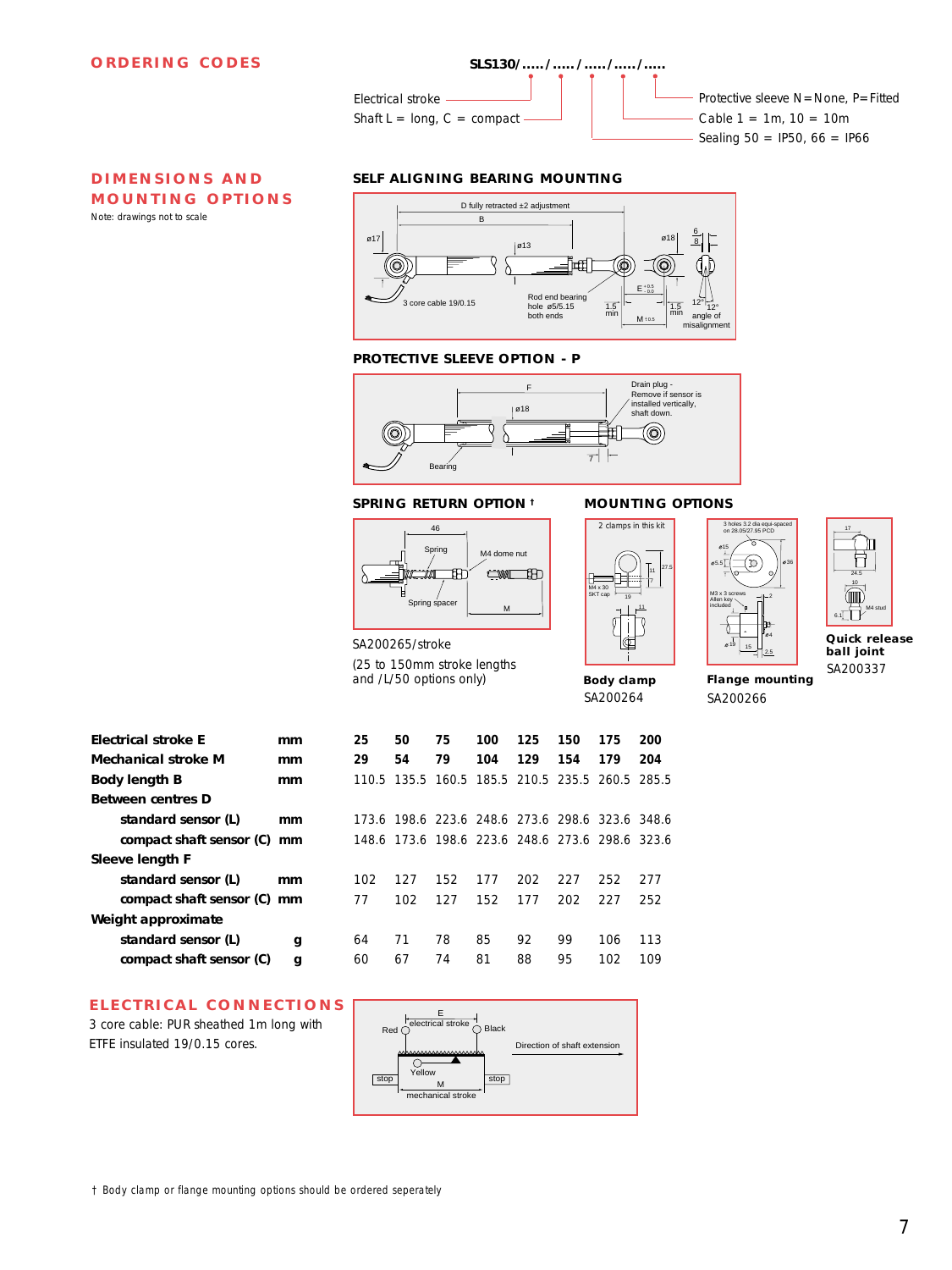## ORDERING CODES

**SLS130/...../...../...../...../.....**

- Electrical stroke
- Shaft L = long, C = compact
- Sealing 50 = IP50, 66 = IP66
- Cable 1 = 1m, 10 = 10m
- Protective sleeve N=None, P=Fitted

## DIMENSIONS AND MOUNTING OPTIONS

Note: drawings not to scale

### SELF ALIGNING BEARING MOUNTING

D fully retracted ±2 adjustment
B
ø17
ø13
ø18
6
8
3 core cable 19/0.15
Rod end bearing hole ø5/5.15 both ends
1.5 min
E +0.5 -0.0
1.5 min
M ±0.5
12° 12° angle of misalignment

### PROTECTIVE SLEEVE OPTION - P

F
ø18
Drain plug - Remove if sensor is installed vertically, shaft down.
Bearing
7

### SPRING RETURN OPTION †

46
Spring
M4 dome nut
Spring spacer
M

SA200265/stroke

(25 to 150mm stroke lengths and /L/50 options only)

### MOUNTING OPTIONS

2 clamps in this kit
M4 x 30 SKT cap
19
11
27.5
11
11

**Body clamp**
SA200264

3 holes 3.2 dia equi-spaced on 28.05/27.95 PCD
ø15
ø5.5
ø36
M3 x 3 screws Allen key included
2
ø4
ø19
15
2.5

**Flange mounting**
SA200266

17
24.5
10
6.1
M4 stud

**Quick release ball joint**
SA200337

| | | | | | | | | | |
|---|---|---|---|---|---|---|---|---|---|
| **Electrical stroke E** | **mm** | **25** | **50** | **75** | **100** | **125** | **150** | **175** | **200** |
| **Mechanical stroke M** | **mm** | **29** | **54** | **79** | **104** | **129** | **154** | **179** | **204** |
| **Body length B** | **mm** | 110.5 | 135.5 | 160.5 | 185.5 | 210.5 | 235.5 | 260.5 | 285.5 |
| **Between centres D** | | | | | | | | | |
| **standard sensor (L)** | **mm** | 173.6 | 198.6 | 223.6 | 248.6 | 273.6 | 298.6 | 323.6 | 348.6 |
| **compact shaft sensor (C)** | **mm** | 148.6 | 173.6 | 198.6 | 223.6 | 248.6 | 273.6 | 298.6 | 323.6 |
| **Sleeve length F** | | | | | | | | | |
| **standard sensor (L)** | **mm** | 102 | 127 | 152 | 177 | 202 | 227 | 252 | 277 |
| **compact shaft sensor (C)** | **mm** | 77 | 102 | 127 | 152 | 177 | 202 | 227 | 252 |
| **Weight approximate** | | | | | | | | | |
| **standard sensor (L)** | **g** | 64 | 71 | 78 | 85 | 92 | 99 | 106 | 113 |
| **compact shaft sensor (C)** | **g** | 60 | 67 | 74 | 81 | 88 | 95 | 102 | 109 |

## ELECTRICAL CONNECTIONS

3 core cable: PUR sheathed 1m long with ETFE insulated 19/0.15 cores.

E
electrical stroke
Red
Black
Direction of shaft extension
Yellow
stop
stop
M
mechanical stroke

† Body clamp or flange mounting options should be ordered seperately